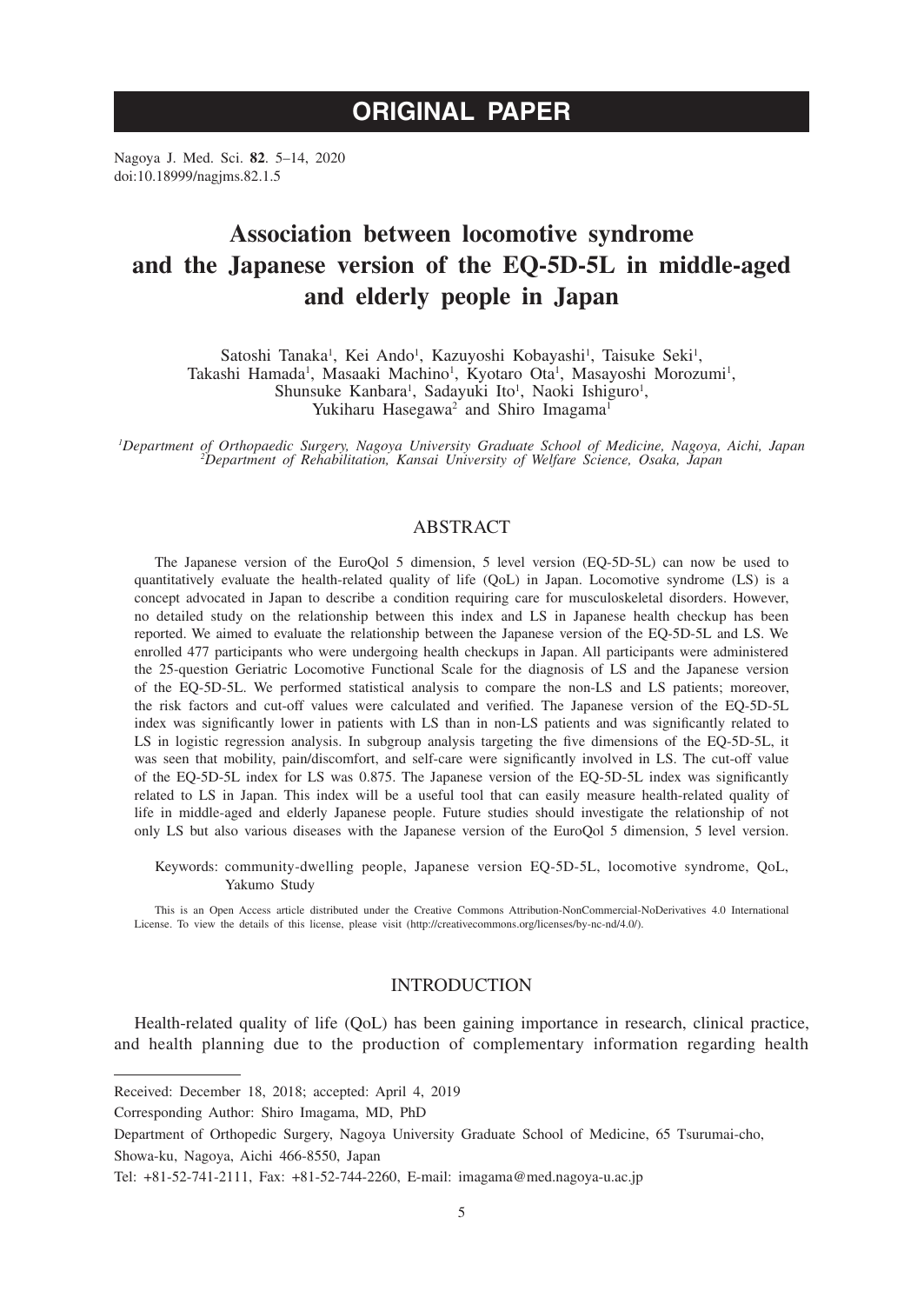# ORIGINAL PAPER

# Association between locomotive syndrome and the Japanese version of the EQ-5D-5L in middle-aged and elderly people in Japan

Satoshi Tanaka[1], Kei Ando[1], Kazuyoshi Kobayashi[1], Taisuke Seki[1], Takashi Hamada[1], Masaaki Machino[1], Kyotaro Ota[1], Masayoshi Morozumi[1], Shunsuke Kanbara[1], Sadayuki Ito[1], Naoki Ishiguro[1], Yukiharu Hasegawa[2] and Shiro Imagama[1]

*[1]Department of Orthopaedic Surgery, Nagoya University Graduate School of Medicine, Nagoya, Aichi, Japan*
*[2]Department of Rehabilitation, Kansai University of Welfare Science, Osaka, Japan*

## ABSTRACT

The Japanese version of the EuroQol 5 dimension, 5 level version (EQ-5D-5L) can now be used to quantitatively evaluate the health-related quality of life (QoL) in Japan. Locomotive syndrome (LS) is a concept advocated in Japan to describe a condition requiring care for musculoskeletal disorders. However, no detailed study on the relationship between this index and LS in Japanese health checkup has been reported. We aimed to evaluate the relationship between the Japanese version of the EQ-5D-5L and LS. We enrolled 477 participants who were undergoing health checkups in Japan. All participants were administered the 25-question Geriatric Locomotive Functional Scale for the diagnosis of LS and the Japanese version of the EQ-5D-5L. We performed statistical analysis to compare the non-LS and LS patients; moreover, the risk factors and cut-off values were calculated and verified. The Japanese version of the EQ-5D-5L index was significantly lower in patients with LS than in non-LS patients and was significantly related to LS in logistic regression analysis. In subgroup analysis targeting the five dimensions of the EQ-5D-5L, it was seen that mobility, pain/discomfort, and self-care were significantly involved in LS. The cut-off value of the EQ-5D-5L index for LS was 0.875. The Japanese version of the EQ-5D-5L index was significantly related to LS in Japan. This index will be a useful tool that can easily measure health-related quality of life in middle-aged and elderly Japanese people. Future studies should investigate the relationship of not only LS but also various diseases with the Japanese version of the EuroQol 5 dimension, 5 level version.

Keywords: community-dwelling people, Japanese version EQ-5D-5L, locomotive syndrome, QoL, Yakumo Study

This is an Open Access article distributed under the Creative Commons Attribution-NonCommercial-NoDerivatives 4.0 International License. To view the details of this license, please visit (http://creativecommons.org/licenses/by-nc-nd/4.0/).

## INTRODUCTION

Health-related quality of life (QoL) has been gaining importance in research, clinical practice, and health planning due to the production of complementary information regarding health

---

Received: December 18, 2018; accepted: April 4, 2019

Corresponding Author: Shiro Imagama, MD, PhD

Department of Orthopedic Surgery, Nagoya University Graduate School of Medicine, 65 Tsurumai-cho, Showa-ku, Nagoya, Aichi 466-8550, Japan

Tel: +81-52-741-2111, Fax: +81-52-744-2260, E-mail: imagama@med.nagoya-u.ac.jp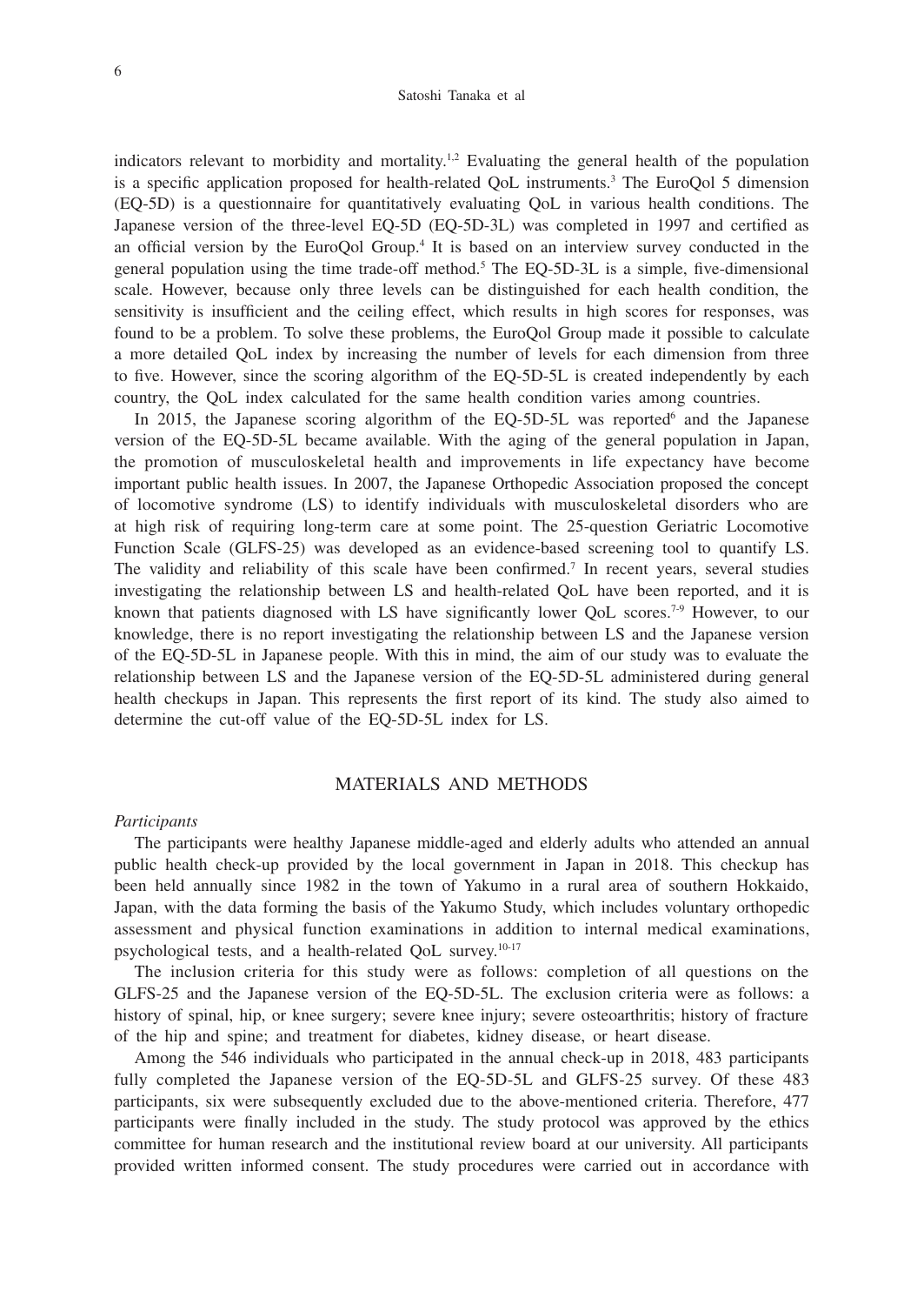indicators relevant to morbidity and mortality.[1,2] Evaluating the general health of the population is a specific application proposed for health-related QoL instruments.[3] The EuroQol 5 dimension (EQ-5D) is a questionnaire for quantitatively evaluating QoL in various health conditions. The Japanese version of the three-level EQ-5D (EQ-5D-3L) was completed in 1997 and certified as an official version by the EuroQol Group.[4] It is based on an interview survey conducted in the general population using the time trade-off method.[5] The EQ-5D-3L is a simple, five-dimensional scale. However, because only three levels can be distinguished for each health condition, the sensitivity is insufficient and the ceiling effect, which results in high scores for responses, was found to be a problem. To solve these problems, the EuroQol Group made it possible to calculate a more detailed QoL index by increasing the number of levels for each dimension from three to five. However, since the scoring algorithm of the EQ-5D-5L is created independently by each country, the QoL index calculated for the same health condition varies among countries.

In 2015, the Japanese scoring algorithm of the EQ-5D-5L was reported[6] and the Japanese version of the EQ-5D-5L became available. With the aging of the general population in Japan, the promotion of musculoskeletal health and improvements in life expectancy have become important public health issues. In 2007, the Japanese Orthopedic Association proposed the concept of locomotive syndrome (LS) to identify individuals with musculoskeletal disorders who are at high risk of requiring long-term care at some point. The 25-question Geriatric Locomotive Function Scale (GLFS-25) was developed as an evidence-based screening tool to quantify LS. The validity and reliability of this scale have been confirmed.[7] In recent years, several studies investigating the relationship between LS and health-related QoL have been reported, and it is known that patients diagnosed with LS have significantly lower QoL scores.[7-9] However, to our knowledge, there is no report investigating the relationship between LS and the Japanese version of the EQ-5D-5L in Japanese people. With this in mind, the aim of our study was to evaluate the relationship between LS and the Japanese version of the EQ-5D-5L administered during general health checkups in Japan. This represents the first report of its kind. The study also aimed to determine the cut-off value of the EQ-5D-5L index for LS.

## MATERIALS AND METHODS

*Participants*

The participants were healthy Japanese middle-aged and elderly adults who attended an annual public health check-up provided by the local government in Japan in 2018. This checkup has been held annually since 1982 in the town of Yakumo in a rural area of southern Hokkaido, Japan, with the data forming the basis of the Yakumo Study, which includes voluntary orthopedic assessment and physical function examinations in addition to internal medical examinations, psychological tests, and a health-related QoL survey.[10-17]

The inclusion criteria for this study were as follows: completion of all questions on the GLFS-25 and the Japanese version of the EQ-5D-5L. The exclusion criteria were as follows: a history of spinal, hip, or knee surgery; severe knee injury; severe osteoarthritis; history of fracture of the hip and spine; and treatment for diabetes, kidney disease, or heart disease.

Among the 546 individuals who participated in the annual check-up in 2018, 483 participants fully completed the Japanese version of the EQ-5D-5L and GLFS-25 survey. Of these 483 participants, six were subsequently excluded due to the above-mentioned criteria. Therefore, 477 participants were finally included in the study. The study protocol was approved by the ethics committee for human research and the institutional review board at our university. All participants provided written informed consent. The study procedures were carried out in accordance with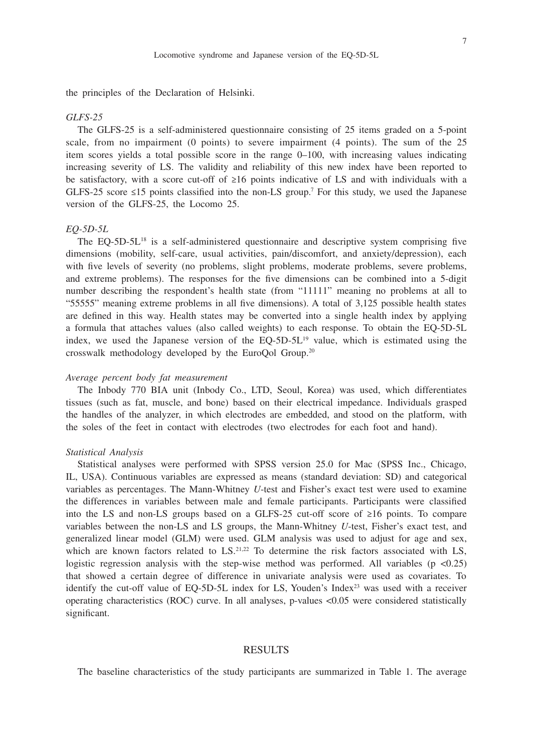the principles of the Declaration of Helsinki.

### *GLFS-25*

The GLFS-25 is a self-administered questionnaire consisting of 25 items graded on a 5-point scale, from no impairment (0 points) to severe impairment (4 points). The sum of the 25 item scores yields a total possible score in the range 0–100, with increasing values indicating increasing severity of LS. The validity and reliability of this new index have been reported to be satisfactory, with a score cut-off of ≥16 points indicative of LS and with individuals with a GLFS-25 score ≤15 points classified into the non-LS group.[7] For this study, we used the Japanese version of the GLFS-25, the Locomo 25.

### *EQ-5D-5L*

The EQ-5D-5L[18] is a self-administered questionnaire and descriptive system comprising five dimensions (mobility, self-care, usual activities, pain/discomfort, and anxiety/depression), each with five levels of severity (no problems, slight problems, moderate problems, severe problems, and extreme problems). The responses for the five dimensions can be combined into a 5-digit number describing the respondent's health state (from "11111" meaning no problems at all to "55555" meaning extreme problems in all five dimensions). A total of 3,125 possible health states are defined in this way. Health states may be converted into a single health index by applying a formula that attaches values (also called weights) to each response. To obtain the EQ-5D-5L index, we used the Japanese version of the EQ-5D-5L[19] value, which is estimated using the crosswalk methodology developed by the EuroQol Group.[20]

### *Average percent body fat measurement*

The Inbody 770 BIA unit (Inbody Co., LTD, Seoul, Korea) was used, which differentiates tissues (such as fat, muscle, and bone) based on their electrical impedance. Individuals grasped the handles of the analyzer, in which electrodes are embedded, and stood on the platform, with the soles of the feet in contact with electrodes (two electrodes for each foot and hand).

### *Statistical Analysis*

Statistical analyses were performed with SPSS version 25.0 for Mac (SPSS Inc., Chicago, IL, USA). Continuous variables are expressed as means (standard deviation: SD) and categorical variables as percentages. The Mann-Whitney *U*-test and Fisher's exact test were used to examine the differences in variables between male and female participants. Participants were classified into the LS and non-LS groups based on a GLFS-25 cut-off score of ≥16 points. To compare variables between the non-LS and LS groups, the Mann-Whitney *U*-test, Fisher's exact test, and generalized linear model (GLM) were used. GLM analysis was used to adjust for age and sex, which are known factors related to LS.[21,22] To determine the risk factors associated with LS, logistic regression analysis with the step-wise method was performed. All variables ($p < 0.25$) that showed a certain degree of difference in univariate analysis were used as covariates. To identify the cut-off value of EQ-5D-5L index for LS, Youden's Index[23] was used with a receiver operating characteristics (ROC) curve. In all analyses, p-values <0.05 were considered statistically significant.

## RESULTS

The baseline characteristics of the study participants are summarized in Table 1. The average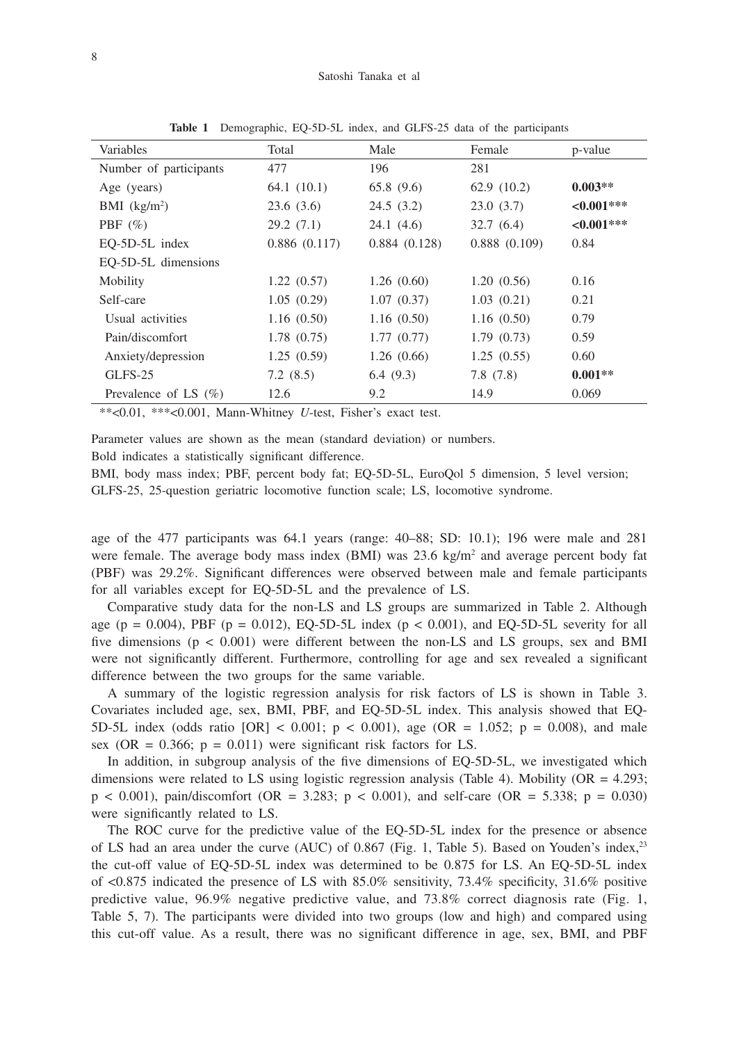**Table 1** Demographic, EQ-5D-5L index, and GLFS-25 data of the participants

| Variables | Total | Male | Female | p-value |
|---|---|---|---|---|
| Number of participants | 477 | 196 | 281 | |
| Age (years) | 64.1 (10.1) | 65.8 (9.6) | 62.9 (10.2) | **0.003**\*\* |
| BMI (kg/m$^2$) | 23.6 (3.6) | 24.5 (3.2) | 23.0 (3.7) | **<0.001**\*\*\* |
| PBF (%) | 29.2 (7.1) | 24.1 (4.6) | 32.7 (6.4) | **<0.001**\*\*\* |
| EQ-5D-5L index | 0.886 (0.117) | 0.884 (0.128) | 0.888 (0.109) | 0.84 |
| EQ-5D-5L dimensions | | | | |
| Mobility | 1.22 (0.57) | 1.26 (0.60) | 1.20 (0.56) | 0.16 |
| Self-care | 1.05 (0.29) | 1.07 (0.37) | 1.03 (0.21) | 0.21 |
| Usual activities | 1.16 (0.50) | 1.16 (0.50) | 1.16 (0.50) | 0.79 |
| Pain/discomfort | 1.78 (0.75) | 1.77 (0.77) | 1.79 (0.73) | 0.59 |
| Anxiety/depression | 1.25 (0.59) | 1.26 (0.66) | 1.25 (0.55) | 0.60 |
| GLFS-25 | 7.2 (8.5) | 6.4 (9.3) | 7.8 (7.8) | **0.001**\*\* |
| Prevalence of LS (%) | 12.6 | 9.2 | 14.9 | 0.069 |

\*\*<0.01, \*\*\*<0.001, Mann-Whitney *U*-test, Fisher's exact test.

Parameter values are shown as the mean (standard deviation) or numbers.

Bold indicates a statistically significant difference.

BMI, body mass index; PBF, percent body fat; EQ-5D-5L, EuroQol 5 dimension, 5 level version; GLFS-25, 25-question geriatric locomotive function scale; LS, locomotive syndrome.

age of the 477 participants was 64.1 years (range: 40–88; SD: 10.1); 196 were male and 281 were female. The average body mass index (BMI) was 23.6 kg/m$^2$ and average percent body fat (PBF) was 29.2%. Significant differences were observed between male and female participants for all variables except for EQ-5D-5L and the prevalence of LS.

Comparative study data for the non-LS and LS groups are summarized in Table 2. Although age ($p = 0.004$), PBF ($p = 0.012$), EQ-5D-5L index ($p < 0.001$), and EQ-5D-5L severity for all five dimensions ($p < 0.001$) were different between the non-LS and LS groups, sex and BMI were not significantly different. Furthermore, controlling for age and sex revealed a significant difference between the two groups for the same variable.

A summary of the logistic regression analysis for risk factors of LS is shown in Table 3. Covariates included age, sex, BMI, PBF, and EQ-5D-5L index. This analysis showed that EQ-5D-5L index (odds ratio [OR] < 0.001; $p < 0.001$), age (OR = 1.052; $p = 0.008$), and male sex (OR = 0.366; $p = 0.011$) were significant risk factors for LS.

In addition, in subgroup analysis of the five dimensions of EQ-5D-5L, we investigated which dimensions were related to LS using logistic regression analysis (Table 4). Mobility (OR = 4.293; $p < 0.001$), pain/discomfort (OR = 3.283; $p < 0.001$), and self-care (OR = 5.338; $p = 0.030$) were significantly related to LS.

The ROC curve for the predictive value of the EQ-5D-5L index for the presence or absence of LS had an area under the curve (AUC) of 0.867 (Fig. 1, Table 5). Based on Youden's index,[23] the cut-off value of EQ-5D-5L index was determined to be 0.875 for LS. An EQ-5D-5L index of <0.875 indicated the presence of LS with 85.0% sensitivity, 73.4% specificity, 31.6% positive predictive value, 96.9% negative predictive value, and 73.8% correct diagnosis rate (Fig. 1, Table 5, 7). The participants were divided into two groups (low and high) and compared using this cut-off value. As a result, there was no significant difference in age, sex, BMI, and PBF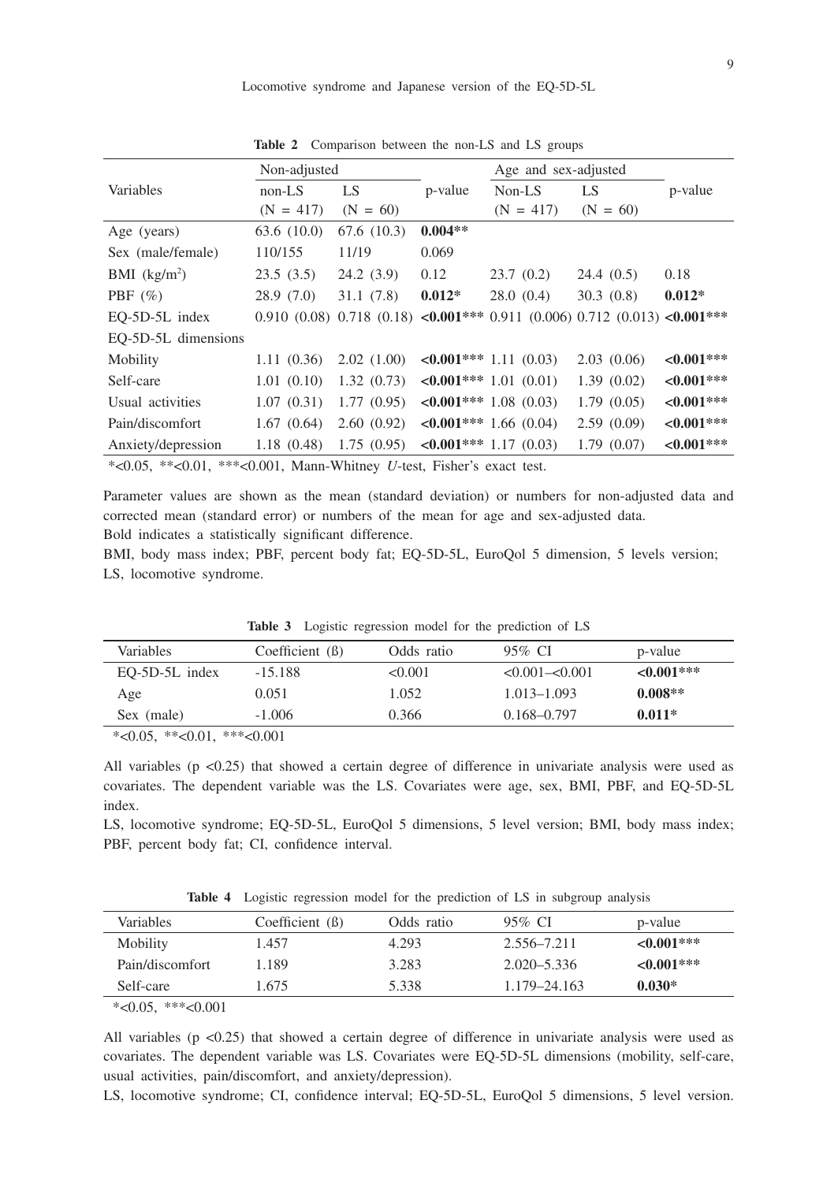**Table 2** Comparison between the non-LS and LS groups

| Variables | Non-adjusted | | p-value | Age and sex-adjusted | | p-value |
|---|---|---|---|---|---|---|
| | non-LS (N = 417) | LS (N = 60) | | Non-LS (N = 417) | LS (N = 60) | |
| Age (years) | 63.6 (10.0) | 67.6 (10.3) | **0.004**\*\* | | | |
| Sex (male/female) | 110/155 | 11/19 | 0.069 | | | |
| BMI (kg/m$^2$) | 23.5 (3.5) | 24.2 (3.9) | 0.12 | 23.7 (0.2) | 24.4 (0.5) | 0.18 |
| PBF (%) | 28.9 (7.0) | 31.1 (7.8) | **0.012**\* | 28.0 (0.4) | 30.3 (0.8) | **0.012**\* |
| EQ-5D-5L index | 0.910 (0.08) | 0.718 (0.18) | **<0.001**\*\*\* | 0.911 (0.006) | 0.712 (0.013) | **<0.001**\*\*\* |
| EQ-5D-5L dimensions | | | | | | |
| Mobility | 1.11 (0.36) | 2.02 (1.00) | **<0.001**\*\*\* | 1.11 (0.03) | 2.03 (0.06) | **<0.001**\*\*\* |
| Self-care | 1.01 (0.10) | 1.32 (0.73) | **<0.001**\*\*\* | 1.01 (0.01) | 1.39 (0.02) | **<0.001**\*\*\* |
| Usual activities | 1.07 (0.31) | 1.77 (0.95) | **<0.001**\*\*\* | 1.08 (0.03) | 1.79 (0.05) | **<0.001**\*\*\* |
| Pain/discomfort | 1.67 (0.64) | 2.60 (0.92) | **<0.001**\*\*\* | 1.66 (0.04) | 2.59 (0.09) | **<0.001**\*\*\* |
| Anxiety/depression | 1.18 (0.48) | 1.75 (0.95) | **<0.001**\*\*\* | 1.17 (0.03) | 1.79 (0.07) | **<0.001**\*\*\* |

\*<0.05, \*\*<0.01, \*\*\*<0.001, Mann-Whitney *U*-test, Fisher's exact test.

Parameter values are shown as the mean (standard deviation) or numbers for non-adjusted data and corrected mean (standard error) or numbers of the mean for age and sex-adjusted data.
Bold indicates a statistically significant difference.

BMI, body mass index; PBF, percent body fat; EQ-5D-5L, EuroQol 5 dimension, 5 levels version; LS, locomotive syndrome.

**Table 3** Logistic regression model for the prediction of LS

| Variables | Coefficient (ß) | Odds ratio | 95% CI | p-value |
|---|---|---|---|---|
| EQ-5D-5L index | -15.188 | <0.001 | <0.001–<0.001 | **<0.001**\*\*\* |
| Age | 0.051 | 1.052 | 1.013–1.093 | **0.008**\*\* |
| Sex (male) | -1.006 | 0.366 | 0.168–0.797 | **0.011**\* |

\*<0.05, \*\*<0.01, \*\*\*<0.001

All variables (p <0.25) that showed a certain degree of difference in univariate analysis were used as covariates. The dependent variable was the LS. Covariates were age, sex, BMI, PBF, and EQ-5D-5L index.

LS, locomotive syndrome; EQ-5D-5L, EuroQol 5 dimensions, 5 level version; BMI, body mass index; PBF, percent body fat; CI, confidence interval.

**Table 4** Logistic regression model for the prediction of LS in subgroup analysis

| Variables | Coefficient (ß) | Odds ratio | 95% CI | p-value |
|---|---|---|---|---|
| Mobility | 1.457 | 4.293 | 2.556–7.211 | **<0.001**\*\*\* |
| Pain/discomfort | 1.189 | 3.283 | 2.020–5.336 | **<0.001**\*\*\* |
| Self-care | 1.675 | 5.338 | 1.179–24.163 | **0.030**\* |

\*<0.05, \*\*\*<0.001

All variables (p <0.25) that showed a certain degree of difference in univariate analysis were used as covariates. The dependent variable was LS. Covariates were EQ-5D-5L dimensions (mobility, self-care, usual activities, pain/discomfort, and anxiety/depression).

LS, locomotive syndrome; CI, confidence interval; EQ-5D-5L, EuroQol 5 dimensions, 5 level version.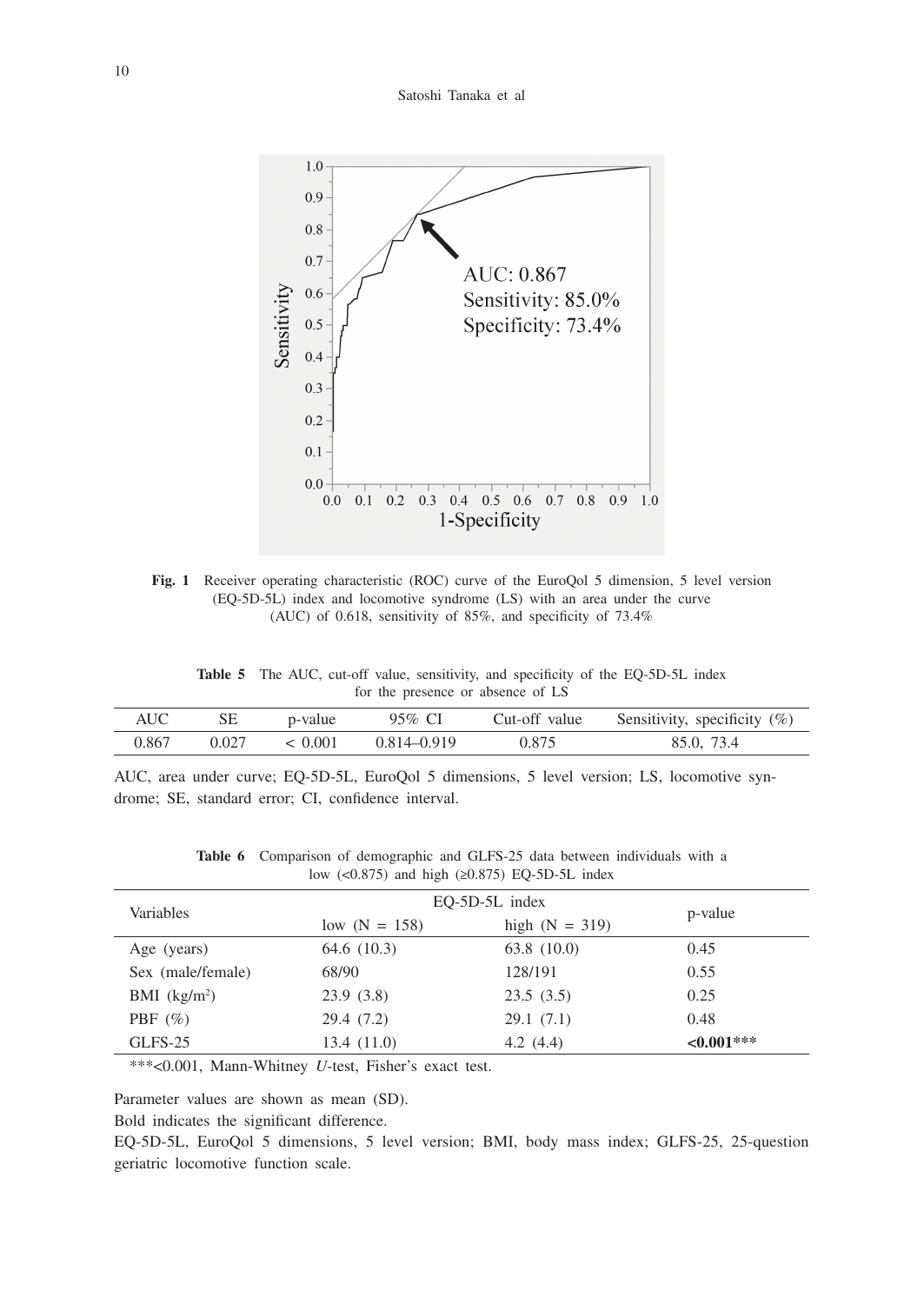**Fig. 1** Receiver operating characteristic (ROC) curve of the EuroQol 5 dimension, 5 level version (EQ-5D-5L) index and locomotive syndrome (LS) with an area under the curve (AUC) of 0.618, sensitivity of 85%, and specificity of 73.4%

**Table 5** The AUC, cut-off value, sensitivity, and specificity of the EQ-5D-5L index for the presence or absence of LS

| AUC | SE | p-value | 95% CI | Cut-off value | Sensitivity, specificity (%) |
|---|---|---|---|---|---|
| 0.867 | 0.027 | < 0.001 | 0.814–0.919 | 0.875 | 85.0, 73.4 |

AUC, area under curve; EQ-5D-5L, EuroQol 5 dimensions, 5 level version; LS, locomotive syndrome; SE, standard error; CI, confidence interval.

**Table 6** Comparison of demographic and GLFS-25 data between individuals with a low (<0.875) and high (≥0.875) EQ-5D-5L index

| Variables | EQ-5D-5L index | | p-value |
|---|---|---|---|
| | low (N = 158) | high (N = 319) | |
| Age (years) | 64.6 (10.3) | 63.8 (10.0) | 0.45 |
| Sex (male/female) | 68/90 | 128/191 | 0.55 |
| BMI (kg/m$^2$) | 23.9 (3.8) | 23.5 (3.5) | 0.25 |
| PBF (%) | 29.4 (7.2) | 29.1 (7.1) | 0.48 |
| GLFS-25 | 13.4 (11.0) | 4.2 (4.4) | **<0.001*** ** |

***<0.001, Mann-Whitney *U*-test, Fisher's exact test.

Parameter values are shown as mean (SD).

Bold indicates the significant difference.

EQ-5D-5L, EuroQol 5 dimensions, 5 level version; BMI, body mass index; GLFS-25, 25-question geriatric locomotive function scale.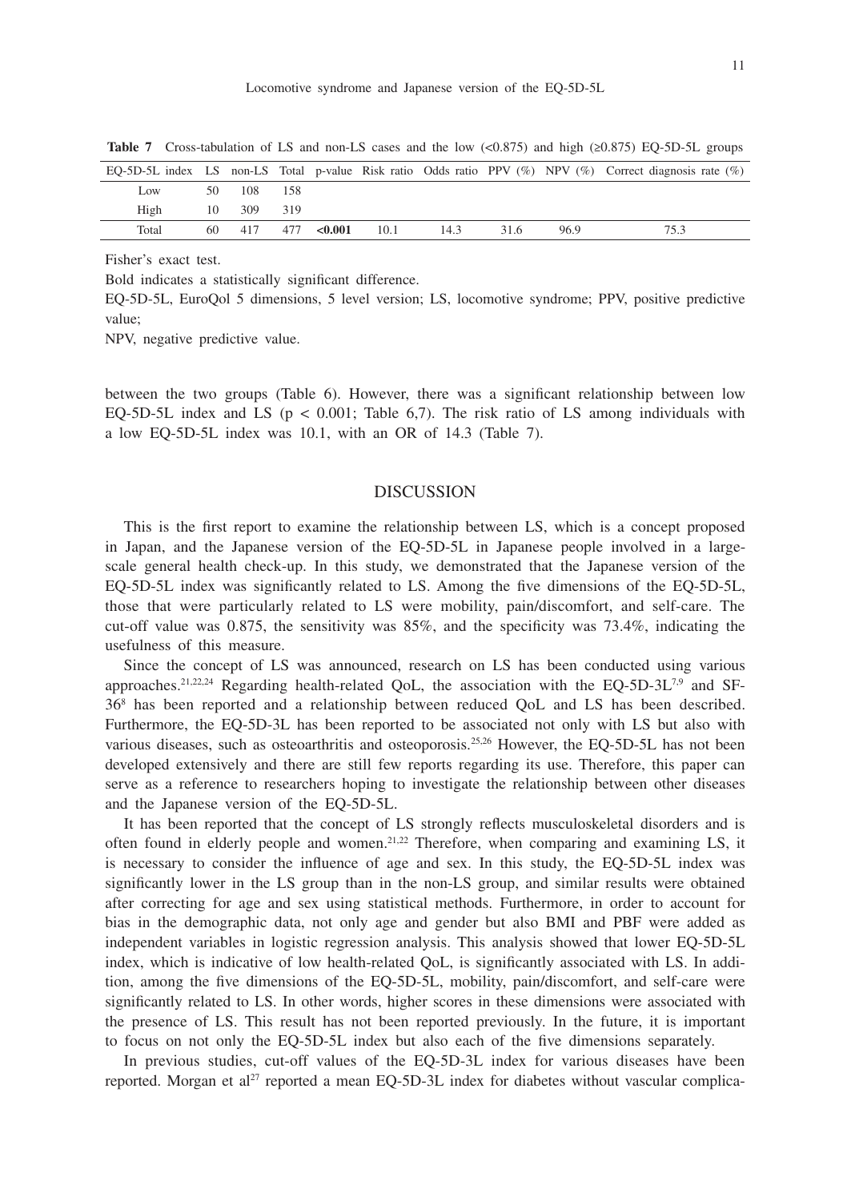**Table 7** Cross-tabulation of LS and non-LS cases and the low (<0.875) and high (≥0.875) EQ-5D-5L groups

| EQ-5D-5L index | LS | non-LS | Total | p-value | Risk ratio | Odds ratio | PPV (%) | NPV (%) | Correct diagnosis rate (%) |
|---|---|---|---|---|---|---|---|---|---|
| Low | 50 | 108 | 158 | | | | | | |
| High | 10 | 309 | 319 | | | | | | |
| Total | 60 | 417 | 477 | **<0.001** | 10.1 | 14.3 | 31.6 | 96.9 | 75.3 |

Fisher's exact test.

Bold indicates a statistically significant difference.

EQ-5D-5L, EuroQol 5 dimensions, 5 level version; LS, locomotive syndrome; PPV, positive predictive value;

NPV, negative predictive value.

between the two groups (Table 6). However, there was a significant relationship between low EQ-5D-5L index and LS ($p < 0.001$; Table 6,7). The risk ratio of LS among individuals with a low EQ-5D-5L index was 10.1, with an OR of 14.3 (Table 7).

## DISCUSSION

This is the first report to examine the relationship between LS, which is a concept proposed in Japan, and the Japanese version of the EQ-5D-5L in Japanese people involved in a large-scale general health check-up. In this study, we demonstrated that the Japanese version of the EQ-5D-5L index was significantly related to LS. Among the five dimensions of the EQ-5D-5L, those that were particularly related to LS were mobility, pain/discomfort, and self-care. The cut-off value was 0.875, the sensitivity was 85%, and the specificity was 73.4%, indicating the usefulness of this measure.

Since the concept of LS was announced, research on LS has been conducted using various approaches.[21,22,24] Regarding health-related QoL, the association with the EQ-5D-3L[7,9] and SF-36[8] has been reported and a relationship between reduced QoL and LS has been described. Furthermore, the EQ-5D-3L has been reported to be associated not only with LS but also with various diseases, such as osteoarthritis and osteoporosis.[25,26] However, the EQ-5D-5L has not been developed extensively and there are still few reports regarding its use. Therefore, this paper can serve as a reference to researchers hoping to investigate the relationship between other diseases and the Japanese version of the EQ-5D-5L.

It has been reported that the concept of LS strongly reflects musculoskeletal disorders and is often found in elderly people and women.[21,22] Therefore, when comparing and examining LS, it is necessary to consider the influence of age and sex. In this study, the EQ-5D-5L index was significantly lower in the LS group than in the non-LS group, and similar results were obtained after correcting for age and sex using statistical methods. Furthermore, in order to account for bias in the demographic data, not only age and gender but also BMI and PBF were added as independent variables in logistic regression analysis. This analysis showed that lower EQ-5D-5L index, which is indicative of low health-related QoL, is significantly associated with LS. In addition, among the five dimensions of the EQ-5D-5L, mobility, pain/discomfort, and self-care were significantly related to LS. In other words, higher scores in these dimensions were associated with the presence of LS. This result has not been reported previously. In the future, it is important to focus on not only the EQ-5D-5L index but also each of the five dimensions separately.

In previous studies, cut-off values of the EQ-5D-3L index for various diseases have been reported. Morgan et al[27] reported a mean EQ-5D-3L index for diabetes without vascular complica-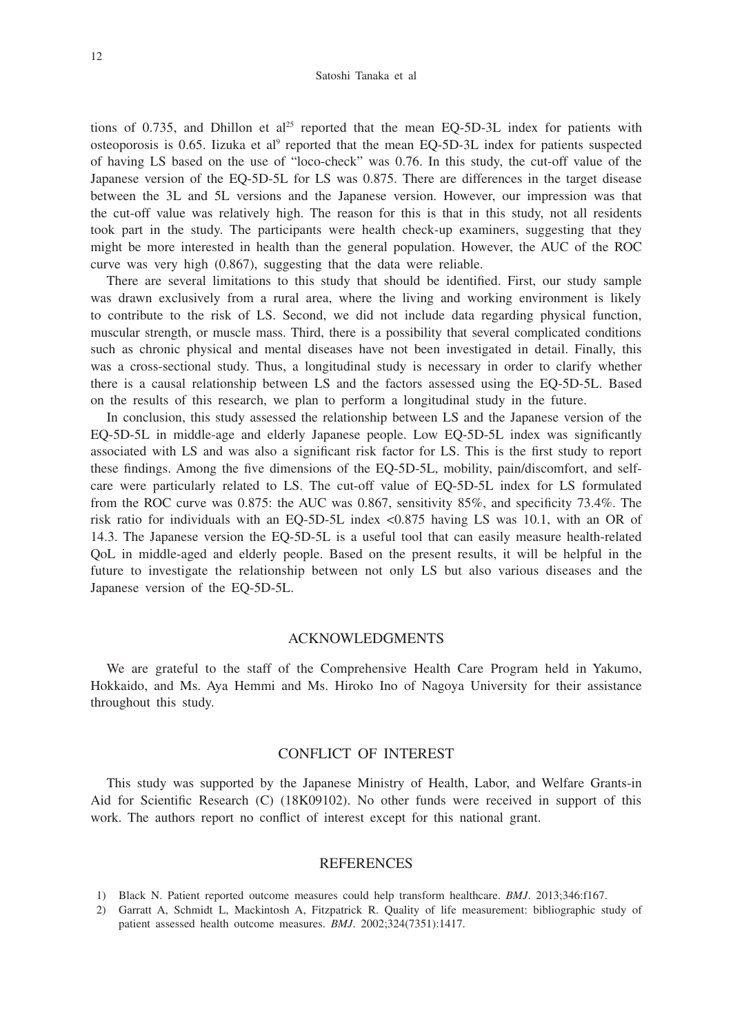tions of 0.735, and Dhillon et al[25] reported that the mean EQ-5D-3L index for patients with osteoporosis is 0.65. Iizuka et al[9] reported that the mean EQ-5D-3L index for patients suspected of having LS based on the use of "loco-check" was 0.76. In this study, the cut-off value of the Japanese version of the EQ-5D-5L for LS was 0.875. There are differences in the target disease between the 3L and 5L versions and the Japanese version. However, our impression was that the cut-off value was relatively high. The reason for this is that in this study, not all residents took part in the study. The participants were health check-up examiners, suggesting that they might be more interested in health than the general population. However, the AUC of the ROC curve was very high (0.867), suggesting that the data were reliable.

There are several limitations to this study that should be identified. First, our study sample was drawn exclusively from a rural area, where the living and working environment is likely to contribute to the risk of LS. Second, we did not include data regarding physical function, muscular strength, or muscle mass. Third, there is a possibility that several complicated conditions such as chronic physical and mental diseases have not been investigated in detail. Finally, this was a cross-sectional study. Thus, a longitudinal study is necessary in order to clarify whether there is a causal relationship between LS and the factors assessed using the EQ-5D-5L. Based on the results of this research, we plan to perform a longitudinal study in the future.

In conclusion, this study assessed the relationship between LS and the Japanese version of the EQ-5D-5L in middle-age and elderly Japanese people. Low EQ-5D-5L index was significantly associated with LS and was also a significant risk factor for LS. This is the first study to report these findings. Among the five dimensions of the EQ-5D-5L, mobility, pain/discomfort, and self-care were particularly related to LS. The cut-off value of EQ-5D-5L index for LS formulated from the ROC curve was 0.875: the AUC was 0.867, sensitivity 85%, and specificity 73.4%. The risk ratio for individuals with an EQ-5D-5L index <0.875 having LS was 10.1, with an OR of 14.3. The Japanese version the EQ-5D-5L is a useful tool that can easily measure health-related QoL in middle-aged and elderly people. Based on the present results, it will be helpful in the future to investigate the relationship between not only LS but also various diseases and the Japanese version of the EQ-5D-5L.

## ACKNOWLEDGMENTS

We are grateful to the staff of the Comprehensive Health Care Program held in Yakumo, Hokkaido, and Ms. Aya Hemmi and Ms. Hiroko Ino of Nagoya University for their assistance throughout this study.

## CONFLICT OF INTEREST

This study was supported by the Japanese Ministry of Health, Labor, and Welfare Grants-in Aid for Scientific Research (C) (18K09102). No other funds were received in support of this work. The authors report no conflict of interest except for this national grant.

## REFERENCES

1) Black N. Patient reported outcome measures could help transform healthcare. *BMJ*. 2013;346:f167.
2) Garratt A, Schmidt L, Mackintosh A, Fitzpatrick R. Quality of life measurement: bibliographic study of patient assessed health outcome measures. *BMJ*. 2002;324(7351):1417.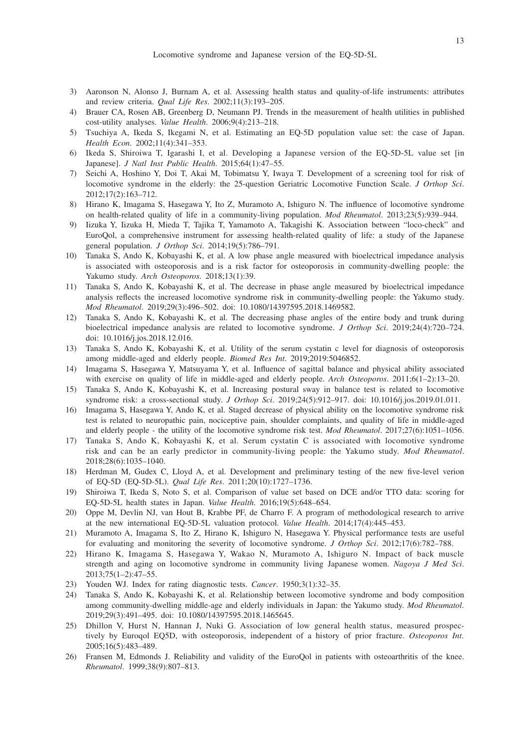3) Aaronson N, Alonso J, Burnam A, et al. Assessing health status and quality-of-life instruments: attributes and review criteria. *Qual Life Res*. 2002;11(3):193–205.
4) Brauer CA, Rosen AB, Greenberg D, Neumann PJ. Trends in the measurement of health utilities in published cost-utility analyses. *Value Health*. 2006;9(4):213–218.
5) Tsuchiya A, Ikeda S, Ikegami N, et al. Estimating an EQ-5D population value set: the case of Japan. *Health Econ*. 2002;11(4):341–353.
6) Ikeda S, Shiroiwa T, Igarashi I, et al. Developing a Japanese version of the EQ-5D-5L value set [in Japanese]. *J Natl Inst Public Health*. 2015;64(1):47–55.
7) Seichi A, Hoshino Y, Doi T, Akai M, Tobimatsu Y, Iwaya T. Development of a screening tool for risk of locomotive syndrome in the elderly: the 25-question Geriatric Locomotive Function Scale. *J Orthop Sci*. 2012;17(2):163–712.
8) Hirano K, Imagama S, Hasegawa Y, Ito Z, Muramoto A, Ishiguro N. The influence of locomotive syndrome on health-related quality of life in a community-living population. *Mod Rheumatol*. 2013;23(5):939–944.
9) Iizuka Y, Iizuka H, Mieda T, Tajika T, Yamamoto A, Takagishi K. Association between "loco-check" and EuroQol, a comprehensive instrument for assessing health-related quality of life: a study of the Japanese general population. *J Orthop Sci*. 2014;19(5):786–791.
10) Tanaka S, Ando K, Kobayashi K, et al. A low phase angle measured with bioelectrical impedance analysis is associated with osteoporosis and is a risk factor for osteoporosis in community-dwelling people: the Yakumo study. *Arch Osteoporos*. 2018;13(1):39.
11) Tanaka S, Ando K, Kobayashi K, et al. The decrease in phase angle measured by bioelectrical impedance analysis reflects the increased locomotive syndrome risk in community-dwelling people: the Yakumo study. *Mod Rheumatol*. 2019;29(3):496–502. doi: 10.1080/14397595.2018.1469582.
12) Tanaka S, Ando K, Kobayashi K, et al. The decreasing phase angles of the entire body and trunk during bioelectrical impedance analysis are related to locomotive syndrome. *J Orthop Sci*. 2019;24(4):720–724. doi: 10.1016/j.jos.2018.12.016.
13) Tanaka S, Ando K, Kobayashi K, et al. Utility of the serum cystatin c level for diagnosis of osteoporosis among middle-aged and elderly people. *Biomed Res Int*. 2019;2019:5046852.
14) Imagama S, Hasegawa Y, Matsuyama Y, et al. Influence of sagittal balance and physical ability associated with exercise on quality of life in middle-aged and elderly people. *Arch Osteoporos*. 2011;6(1–2):13–20.
15) Tanaka S, Ando K, Kobayashi K, et al. Increasing postural sway in balance test is related to locomotive syndrome risk: a cross-sectional study. *J Orthop Sci*. 2019;24(5):912–917. doi: 10.1016/j.jos.2019.01.011.
16) Imagama S, Hasegawa Y, Ando K, et al. Staged decrease of physical ability on the locomotive syndrome risk test is related to neuropathic pain, nociceptive pain, shoulder complaints, and quality of life in middle-aged and elderly people - the utility of the locomotive syndrome risk test. *Mod Rheumatol*. 2017;27(6):1051–1056.
17) Tanaka S, Ando K, Kobayashi K, et al. Serum cystatin C is associated with locomotive syndrome risk and can be an early predictor in community-living people: the Yakumo study. *Mod Rheumatol*. 2018;28(6):1035–1040.
18) Herdman M, Gudex C, Lloyd A, et al. Development and preliminary testing of the new five-level verion of EQ-5D (EQ-5D-5L). *Qual Life Res*. 2011;20(10):1727–1736.
19) Shiroiwa T, Ikeda S, Noto S, et al. Comparison of value set based on DCE and/or TTO data: scoring for EQ-5D-5L health states in Japan. *Value Health*. 2016;19(5):648–654.
20) Oppe M, Devlin NJ, van Hout B, Krabbe PF, de Charro F. A program of methodological research to arrive at the new international EQ-5D-5L valuation protocol. *Value Health*. 2014;17(4):445–453.
21) Muramoto A, Imagama S, Ito Z, Hirano K, Ishiguro N, Hasegawa Y. Physical performance tests are useful for evaluating and monitoring the severity of locomotive syndrome. *J Orthop Sci*. 2012;17(6):782–788.
22) Hirano K, Imagama S, Hasegawa Y, Wakao N, Muramoto A, Ishiguro N. Impact of back muscle strength and aging on locomotive syndrome in community living Japanese women. *Nagoya J Med Sci*. 2013;75(1–2):47–55.
23) Youden WJ. Index for rating diagnostic tests. *Cancer*. 1950;3(1):32–35.
24) Tanaka S, Ando K, Kobayashi K, et al. Relationship between locomotive syndrome and body composition among community-dwelling middle-age and elderly individuals in Japan: the Yakumo study. *Mod Rheumatol*. 2019;29(3):491–495. doi: 10.1080/14397595.2018.1465645.
25) Dhillon V, Hurst N, Hannan J, Nuki G. Association of low general health status, measured prospectively by Euroqol EQ5D, with osteoporosis, independent of a history of prior fracture. *Osteoporos Int*. 2005;16(5):483–489.
26) Fransen M, Edmonds J. Reliability and validity of the EuroQol in patients with osteoarthritis of the knee. *Rheumatol*. 1999;38(9):807–813.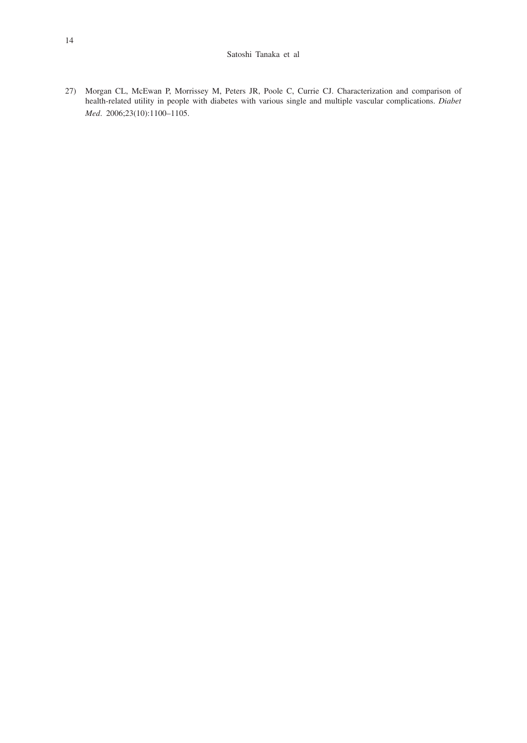27) Morgan CL, McEwan P, Morrissey M, Peters JR, Poole C, Currie CJ. Characterization and comparison of health-related utility in people with diabetes with various single and multiple vascular complications. *Diabet Med*. 2006;23(10):1100–1105.